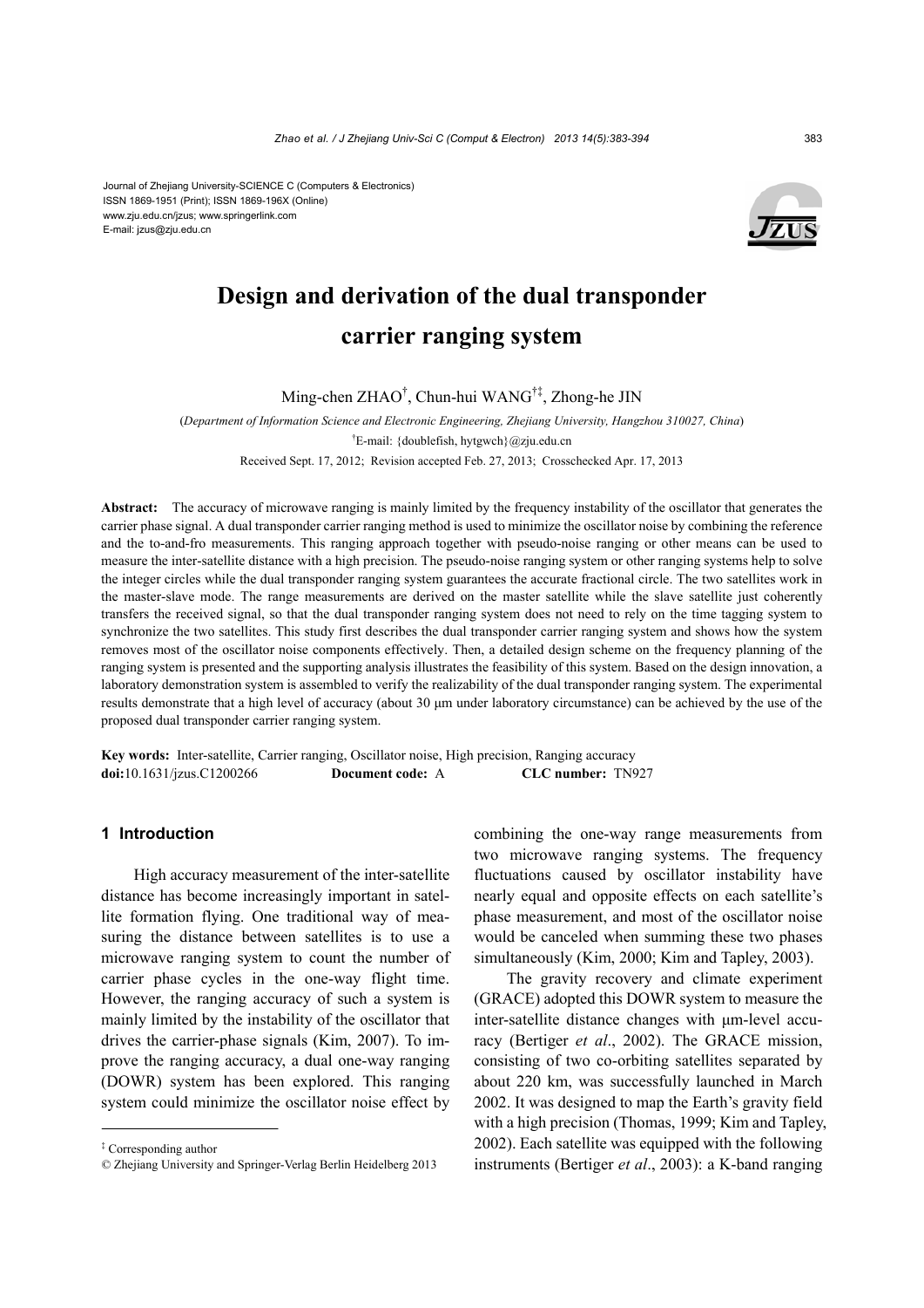Journal of Zhejiang University-SCIENCE C (Computers & Electronics)
ISSN 1869-1951 (Print); ISSN 1869-196X (Online)
www.zju.edu.cn/jzus; www.springerlink.com
E-mail: jzus@zju.edu.cn

# Design and derivation of the dual transponder carrier ranging system

Ming-chen ZHAO[†], Chun-hui WANG[†‡], Zhong-he JIN

(*Department of Information Science and Electronic Engineering, Zhejiang University, Hangzhou 310027, China*)

[†]E-mail: {doublefish, hytgwch}@zju.edu.cn

Received Sept. 17, 2012; Revision accepted Feb. 27, 2013; Crosschecked Apr. 17, 2013

**Abstract:** The accuracy of microwave ranging is mainly limited by the frequency instability of the oscillator that generates the carrier phase signal. A dual transponder carrier ranging method is used to minimize the oscillator noise by combining the reference and the to-and-fro measurements. This ranging approach together with pseudo-noise ranging or other means can be used to measure the inter-satellite distance with a high precision. The pseudo-noise ranging system or other ranging systems help to solve the integer circles while the dual transponder ranging system guarantees the accurate fractional circle. The two satellites work in the master-slave mode. The range measurements are derived on the master satellite while the slave satellite just coherently transfers the received signal, so that the dual transponder ranging system does not need to rely on the time tagging system to synchronize the two satellites. This study first describes the dual transponder carrier ranging system and shows how the system removes most of the oscillator noise components effectively. Then, a detailed design scheme on the frequency planning of the ranging system is presented and the supporting analysis illustrates the feasibility of this system. Based on the design innovation, a laboratory demonstration system is assembled to verify the realizability of the dual transponder ranging system. The experimental results demonstrate that a high level of accuracy (about 30 μm under laboratory circumstance) can be achieved by the use of the proposed dual transponder carrier ranging system.

**Key words:** Inter-satellite, Carrier ranging, Oscillator noise, High precision, Ranging accuracy
**doi:**10.1631/jzus.C1200266 **Document code:** A **CLC number:** TN927

## 1 Introduction

High accuracy measurement of the inter-satellite distance has become increasingly important in satellite formation flying. One traditional way of measuring the distance between satellites is to use a microwave ranging system to count the number of carrier phase cycles in the one-way flight time. However, the ranging accuracy of such a system is mainly limited by the instability of the oscillator that drives the carrier-phase signals (Kim, 2007). To improve the ranging accuracy, a dual one-way ranging (DOWR) system has been explored. This ranging system could minimize the oscillator noise effect by combining the one-way range measurements from two microwave ranging systems. The frequency fluctuations caused by oscillator instability have nearly equal and opposite effects on each satellite's phase measurement, and most of the oscillator noise would be canceled when summing these two phases simultaneously (Kim, 2000; Kim and Tapley, 2003).

The gravity recovery and climate experiment (GRACE) adopted this DOWR system to measure the inter-satellite distance changes with μm-level accuracy (Bertiger *et al*., 2002). The GRACE mission, consisting of two co-orbiting satellites separated by about 220 km, was successfully launched in March 2002. It was designed to map the Earth's gravity field with a high precision (Thomas, 1999; Kim and Tapley, 2002). Each satellite was equipped with the following instruments (Bertiger *et al*., 2003): a K-band ranging

‡ Corresponding author

© Zhejiang University and Springer-Verlag Berlin Heidelberg 2013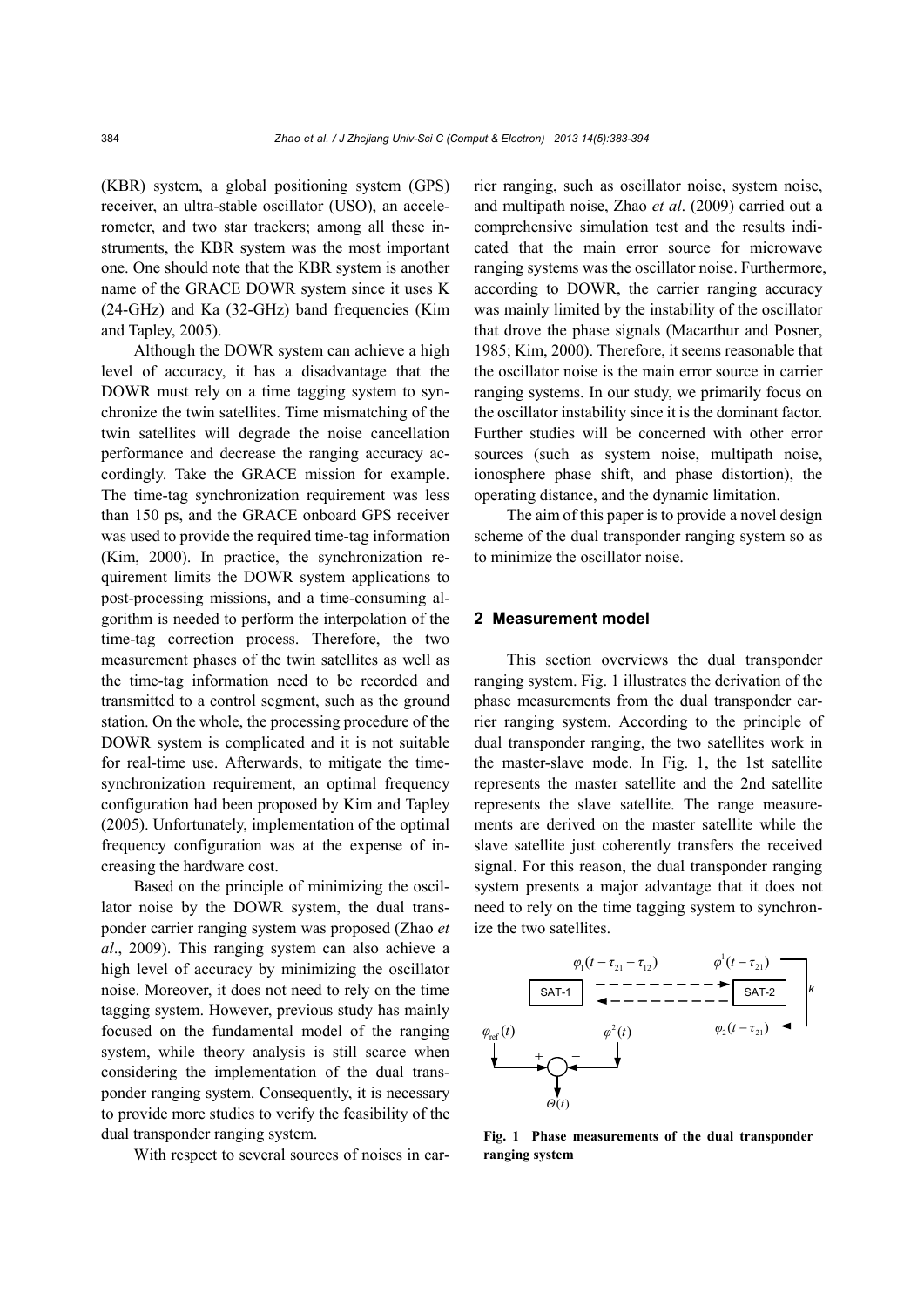(KBR) system, a global positioning system (GPS) receiver, an ultra-stable oscillator (USO), an accelerometer, and two star trackers; among all these instruments, the KBR system was the most important one. One should note that the KBR system is another name of the GRACE DOWR system since it uses K (24-GHz) and Ka (32-GHz) band frequencies (Kim and Tapley, 2005).

Although the DOWR system can achieve a high level of accuracy, it has a disadvantage that the DOWR must rely on a time tagging system to synchronize the twin satellites. Time mismatching of the twin satellites will degrade the noise cancellation performance and decrease the ranging accuracy accordingly. Take the GRACE mission for example. The time-tag synchronization requirement was less than 150 ps, and the GRACE onboard GPS receiver was used to provide the required time-tag information (Kim, 2000). In practice, the synchronization requirement limits the DOWR system applications to post-processing missions, and a time-consuming algorithm is needed to perform the interpolation of the time-tag correction process. Therefore, the two measurement phases of the twin satellites as well as the time-tag information need to be recorded and transmitted to a control segment, such as the ground station. On the whole, the processing procedure of the DOWR system is complicated and it is not suitable for real-time use. Afterwards, to mitigate the time-synchronization requirement, an optimal frequency configuration had been proposed by Kim and Tapley (2005). Unfortunately, implementation of the optimal frequency configuration was at the expense of increasing the hardware cost.

Based on the principle of minimizing the oscillator noise by the DOWR system, the dual transponder carrier ranging system was proposed (Zhao *et al*., 2009). This ranging system can also achieve a high level of accuracy by minimizing the oscillator noise. Moreover, it does not need to rely on the time tagging system. However, previous study has mainly focused on the fundamental model of the ranging system, while theory analysis is still scarce when considering the implementation of the dual transponder ranging system. Consequently, it is necessary to provide more studies to verify the feasibility of the dual transponder ranging system.

With respect to several sources of noises in carrier ranging, such as oscillator noise, system noise, and multipath noise, Zhao *et al*. (2009) carried out a comprehensive simulation test and the results indicated that the main error source for microwave ranging systems was the oscillator noise. Furthermore, according to DOWR, the carrier ranging accuracy was mainly limited by the instability of the oscillator that drove the phase signals (Macarthur and Posner, 1985; Kim, 2000). Therefore, it seems reasonable that the oscillator noise is the main error source in carrier ranging systems. In our study, we primarily focus on the oscillator instability since it is the dominant factor. Further studies will be concerned with other error sources (such as system noise, multipath noise, ionosphere phase shift, and phase distortion), the operating distance, and the dynamic limitation.

The aim of this paper is to provide a novel design scheme of the dual transponder ranging system so as to minimize the oscillator noise.

## 2 Measurement model

This section overviews the dual transponder ranging system. Fig. 1 illustrates the derivation of the phase measurements from the dual transponder carrier ranging system. According to the principle of dual transponder ranging, the two satellites work in the master-slave mode. In Fig. 1, the 1st satellite represents the master satellite and the 2nd satellite represents the slave satellite. The range measurements are derived on the master satellite while the slave satellite just coherently transfers the received signal. For this reason, the dual transponder ranging system presents a major advantage that it does not need to rely on the time tagging system to synchronize the two satellites.

$\varphi_1(t-\tau_{21}-\tau_{12})$

$\varphi^1(t-\tau_{21})$

SAT-1

SAT-2

$k$

$\varphi_{\text{ref}}(t)$

$\varphi^2(t)$

$\varphi_2(t-\tau_{21})$

+

−

$\Theta(t)$

**Fig. 1 Phase measurements of the dual transponder ranging system**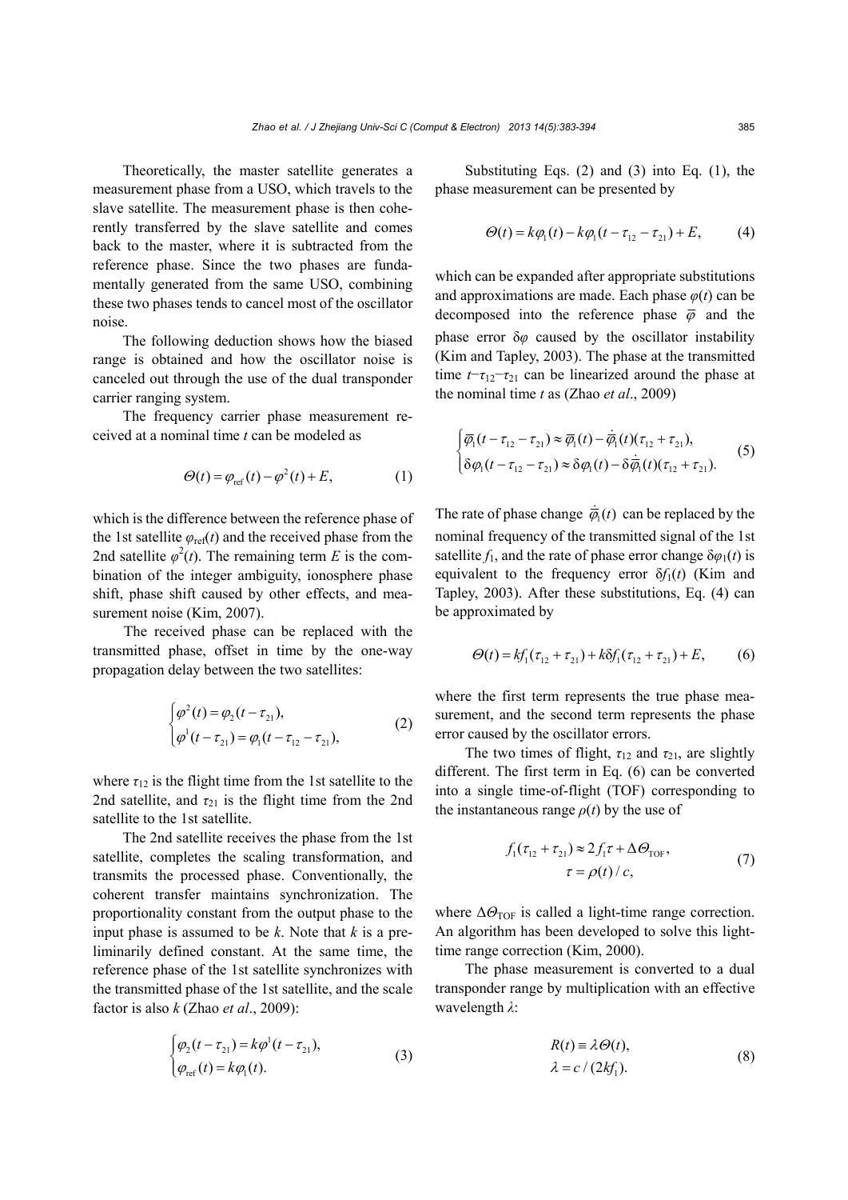Theoretically, the master satellite generates a measurement phase from a USO, which travels to the slave satellite. The measurement phase is then coherently transferred by the slave satellite and comes back to the master, where it is subtracted from the reference phase. Since the two phases are fundamentally generated from the same USO, combining these two phases tends to cancel most of the oscillator noise.

The following deduction shows how the biased range is obtained and how the oscillator noise is canceled out through the use of the dual transponder carrier ranging system.

The frequency carrier phase measurement received at a nominal time $t$ can be modeled as

$$\Theta(t) = \varphi_{\text{ref}}(t) - \varphi^2(t) + E, \tag{1}$$

which is the difference between the reference phase of the 1st satellite $\varphi_{\text{ref}}(t)$ and the received phase from the 2nd satellite $\varphi^2(t)$. The remaining term $E$ is the combination of the integer ambiguity, ionosphere phase shift, phase shift caused by other effects, and measurement noise (Kim, 2007).

The received phase can be replaced with the transmitted phase, offset in time by the one-way propagation delay between the two satellites:

$$\begin{cases} \varphi^2(t) = \varphi_2(t - \tau_{21}), \\ \varphi^1(t - \tau_{21}) = \varphi_1(t - \tau_{12} - \tau_{21}), \end{cases} \tag{2}$$

where $\tau_{12}$ is the flight time from the 1st satellite to the 2nd satellite, and $\tau_{21}$ is the flight time from the 2nd satellite to the 1st satellite.

The 2nd satellite receives the phase from the 1st satellite, completes the scaling transformation, and transmits the processed phase. Conventionally, the coherent transfer maintains synchronization. The proportionality constant from the output phase to the input phase is assumed to be $k$. Note that $k$ is a preliminarily defined constant. At the same time, the reference phase of the 1st satellite synchronizes with the transmitted phase of the 1st satellite, and the scale factor is also $k$ (Zhao *et al*., 2009):

$$\begin{cases} \varphi_2(t - \tau_{21}) = k\varphi^1(t - \tau_{21}), \\ \varphi_{\text{ref}}(t) = k\varphi_1(t). \end{cases} \tag{3}$$

Substituting Eqs. (2) and (3) into Eq. (1), the phase measurement can be presented by

$$\Theta(t) = k\varphi_1(t) - k\varphi_1(t - \tau_{12} - \tau_{21}) + E, \tag{4}$$

which can be expanded after appropriate substitutions and approximations are made. Each phase $\varphi(t)$ can be decomposed into the reference phase $\overline{\varphi}$ and the phase error $\delta\varphi$ caused by the oscillator instability (Kim and Tapley, 2003). The phase at the transmitted time $t-\tau_{12}-\tau_{21}$ can be linearized around the phase at the nominal time $t$ as (Zhao *et al*., 2009)

$$\begin{cases} \overline{\varphi}_1(t - \tau_{12} - \tau_{21}) \approx \overline{\varphi}_1(t) - \dot{\overline{\varphi}}_1(t)(\tau_{12} + \tau_{21}), \\ \delta\varphi_1(t - \tau_{12} - \tau_{21}) \approx \delta\varphi_1(t) - \delta\dot{\overline{\varphi}}_1(t)(\tau_{12} + \tau_{21}). \end{cases} \tag{5}$$

The rate of phase change $\dot{\overline{\varphi}}_1(t)$ can be replaced by the nominal frequency of the transmitted signal of the 1st satellite $f_1$, and the rate of phase error change $\delta\varphi_1(t)$ is equivalent to the frequency error $\delta f_1(t)$ (Kim and Tapley, 2003). After these substitutions, Eq. (4) can be approximated by

$$\Theta(t) = kf_1(\tau_{12} + \tau_{21}) + k\delta f_1(\tau_{12} + \tau_{21}) + E, \tag{6}$$

where the first term represents the true phase measurement, and the second term represents the phase error caused by the oscillator errors.

The two times of flight, $\tau_{12}$ and $\tau_{21}$, are slightly different. The first term in Eq. (6) can be converted into a single time-of-flight (TOF) corresponding to the instantaneous range $\rho(t)$ by the use of

$$\begin{gathered} f_1(\tau_{12} + \tau_{21}) \approx 2f_1\tau + \Delta\Theta_{\text{TOF}}, \\ \tau = \rho(t)/c, \end{gathered} \tag{7}$$

where $\Delta\Theta_{\text{TOF}}$ is called a light-time range correction. An algorithm has been developed to solve this light-time range correction (Kim, 2000).

The phase measurement is converted to a dual transponder range by multiplication with an effective wavelength $\lambda$:

$$\begin{gathered} R(t) \equiv \lambda\Theta(t), \\ \lambda = c/(2kf_1). \end{gathered} \tag{8}$$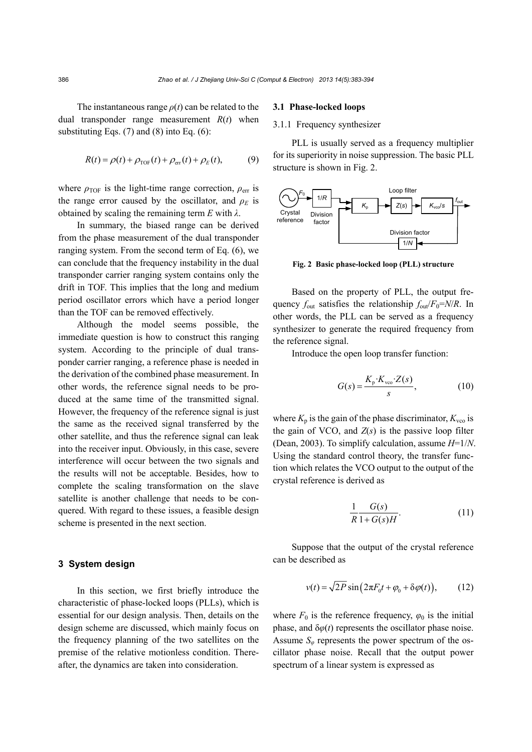The instantaneous range $\rho(t)$ can be related to the dual transponder range measurement $R(t)$ when substituting Eqs. (7) and (8) into Eq. (6):

$$R(t) = \rho(t) + \rho_{\mathrm{TOF}}(t) + \rho_{\mathrm{err}}(t) + \rho_E(t), \tag{9}$$

where $\rho_{\mathrm{TOF}}$ is the light-time range correction, $\rho_{\mathrm{err}}$ is the range error caused by the oscillator, and $\rho_E$ is obtained by scaling the remaining term $E$ with $\lambda$.

In summary, the biased range can be derived from the phase measurement of the dual transponder ranging system. From the second term of Eq. (6), we can conclude that the frequency instability in the dual transponder carrier ranging system contains only the drift in TOF. This implies that the long and medium period oscillator errors which have a period longer than the TOF can be removed effectively.

Although the model seems possible, the immediate question is how to construct this ranging system. According to the principle of dual transponder carrier ranging, a reference phase is needed in the derivation of the combined phase measurement. In other words, the reference signal needs to be produced at the same time of the transmitted signal. However, the frequency of the reference signal is just the same as the received signal transferred by the other satellite, and thus the reference signal can leak into the receiver input. Obviously, in this case, severe interference will occur between the two signals and the results will not be acceptable. Besides, how to complete the scaling transformation on the slave satellite is another challenge that needs to be conquered. With regard to these issues, a feasible design scheme is presented in the next section.

## 3 System design

In this section, we first briefly introduce the characteristic of phase-locked loops (PLLs), which is essential for our design analysis. Then, details on the design scheme are discussed, which mainly focus on the frequency planning of the two satellites on the premise of the relative motionless condition. Thereafter, the dynamics are taken into consideration.

### 3.1 Phase-locked loops

#### 3.1.1 Frequency synthesizer

PLL is usually served as a frequency multiplier for its superiority in noise suppression. The basic PLL structure is shown in Fig. 2.

**Fig. 2 Basic phase-locked loop (PLL) structure**

Based on the property of PLL, the output frequency $f_{\mathrm{out}}$ satisfies the relationship $f_{\mathrm{out}}/F_0=N/R$. In other words, the PLL can be served as a frequency synthesizer to generate the required frequency from the reference signal.

Introduce the open loop transfer function:

$$G(s) = \frac{K_{\mathrm{p}} \cdot K_{\mathrm{vco}} \cdot Z(s)}{s}, \tag{10}$$

where $K_{\mathrm{p}}$ is the gain of the phase discriminator, $K_{\mathrm{vco}}$ is the gain of VCO, and $Z(s)$ is the passive loop filter (Dean, 2003). To simplify calculation, assume $H$=1/$N$. Using the standard control theory, the transfer function which relates the VCO output to the output of the crystal reference is derived as

$$\frac{1}{R} \frac{G(s)}{1 + G(s)H}. \tag{11}$$

Suppose that the output of the crystal reference can be described as

$$v(t) = \sqrt{2P} \sin\left(2\pi F_0 t + \varphi_0 + \delta\varphi(t)\right), \tag{12}$$

where $F_0$ is the reference frequency, $\varphi_0$ is the initial phase, and $\delta\varphi(t)$ represents the oscillator phase noise. Assume $S_\varphi$ represents the power spectrum of the oscillator phase noise. Recall that the output power spectrum of a linear system is expressed as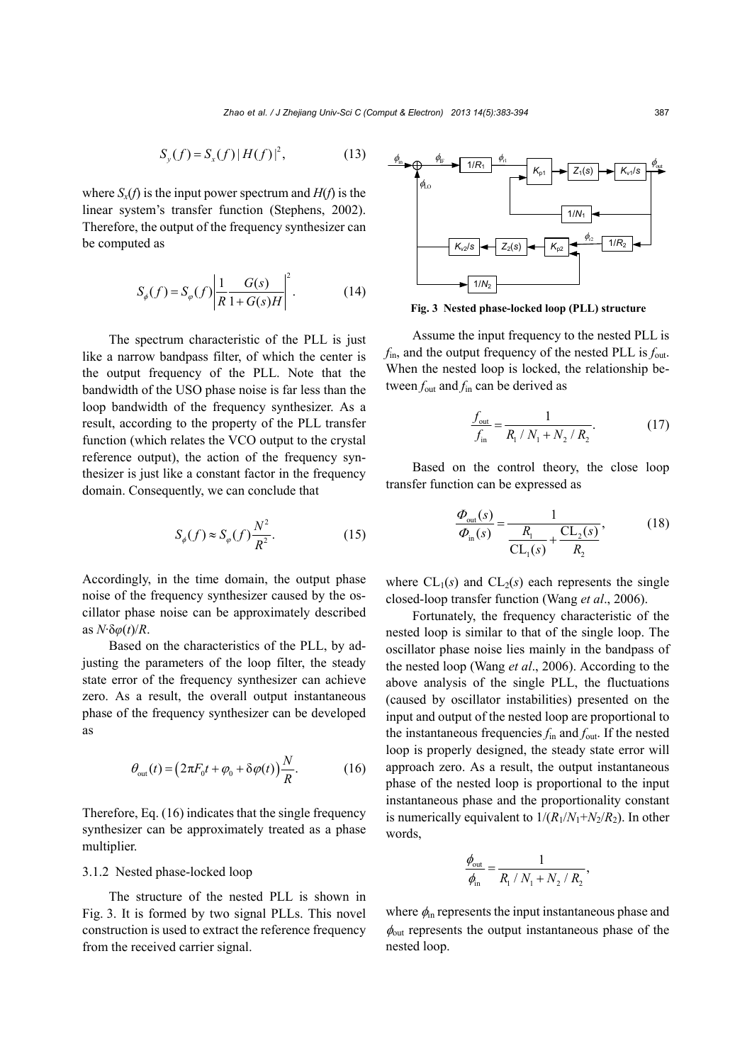$$S_y(f) = S_x(f)\,|H(f)|^2, \tag{13}$$

where $S_x(f)$ is the input power spectrum and $H(f)$ is the linear system's transfer function (Stephens, 2002). Therefore, the output of the frequency synthesizer can be computed as

$$S_\phi(f) = S_\varphi(f)\left|\frac{1}{R}\frac{G(s)}{1+G(s)H}\right|^2. \tag{14}$$

The spectrum characteristic of the PLL is just like a narrow bandpass filter, of which the center is the output frequency of the PLL. Note that the bandwidth of the USO phase noise is far less than the loop bandwidth of the frequency synthesizer. As a result, according to the property of the PLL transfer function (which relates the VCO output to the crystal reference output), the action of the frequency synthesizer is just like a constant factor in the frequency domain. Consequently, we can conclude that

$$S_\phi(f) \approx S_\varphi(f)\frac{N^2}{R^2}. \tag{15}$$

Accordingly, in the time domain, the output phase noise of the frequency synthesizer caused by the oscillator phase noise can be approximately described as $N\cdot\delta\varphi(t)/R$.

Based on the characteristics of the PLL, by adjusting the parameters of the loop filter, the steady state error of the frequency synthesizer can achieve zero. As a result, the overall output instantaneous phase of the frequency synthesizer can be developed as

$$\theta_{\text{out}}(t) = \left(2\pi F_0 t + \varphi_0 + \delta\varphi(t)\right)\frac{N}{R}. \tag{16}$$

Therefore, Eq. (16) indicates that the single frequency synthesizer can be approximately treated as a phase multiplier.

### 3.1.2 Nested phase-locked loop

The structure of the nested PLL is shown in Fig. 3. It is formed by two signal PLLs. This novel construction is used to extract the reference frequency from the received carrier signal.

**Fig. 3 Nested phase-locked loop (PLL) structure**

Assume the input frequency to the nested PLL is $f_{\text{in}}$, and the output frequency of the nested PLL is $f_{\text{out}}$. When the nested loop is locked, the relationship between $f_{\text{out}}$ and $f_{\text{in}}$ can be derived as

$$\frac{f_{\text{out}}}{f_{\text{in}}} = \frac{1}{R_1/N_1 + N_2/R_2}. \tag{17}$$

Based on the control theory, the close loop transfer function can be expressed as

$$\frac{\Phi_{\text{out}}(s)}{\Phi_{\text{in}}(s)} = \frac{1}{\dfrac{R_1}{\text{CL}_1(s)} + \dfrac{\text{CL}_2(s)}{R_2}}, \tag{18}$$

where $\text{CL}_1(s)$ and $\text{CL}_2(s)$ each represents the single closed-loop transfer function (Wang *et al*., 2006).

Fortunately, the frequency characteristic of the nested loop is similar to that of the single loop. The oscillator phase noise lies mainly in the bandpass of the nested loop (Wang *et al*., 2006). According to the above analysis of the single PLL, the fluctuations (caused by oscillator instabilities) presented on the input and output of the nested loop are proportional to the instantaneous frequencies $f_{\text{in}}$ and $f_{\text{out}}$. If the nested loop is properly designed, the steady state error will approach zero. As a result, the output instantaneous phase of the nested loop is proportional to the input instantaneous phase and the proportionality constant is numerically equivalent to $1/(R_1/N_1+N_2/R_2)$. In other words,

$$\frac{\phi_{\text{out}}}{\phi_{\text{in}}} = \frac{1}{R_1/N_1 + N_2/R_2},$$

where $\phi_{\text{in}}$ represents the input instantaneous phase and $\phi_{\text{out}}$ represents the output instantaneous phase of the nested loop.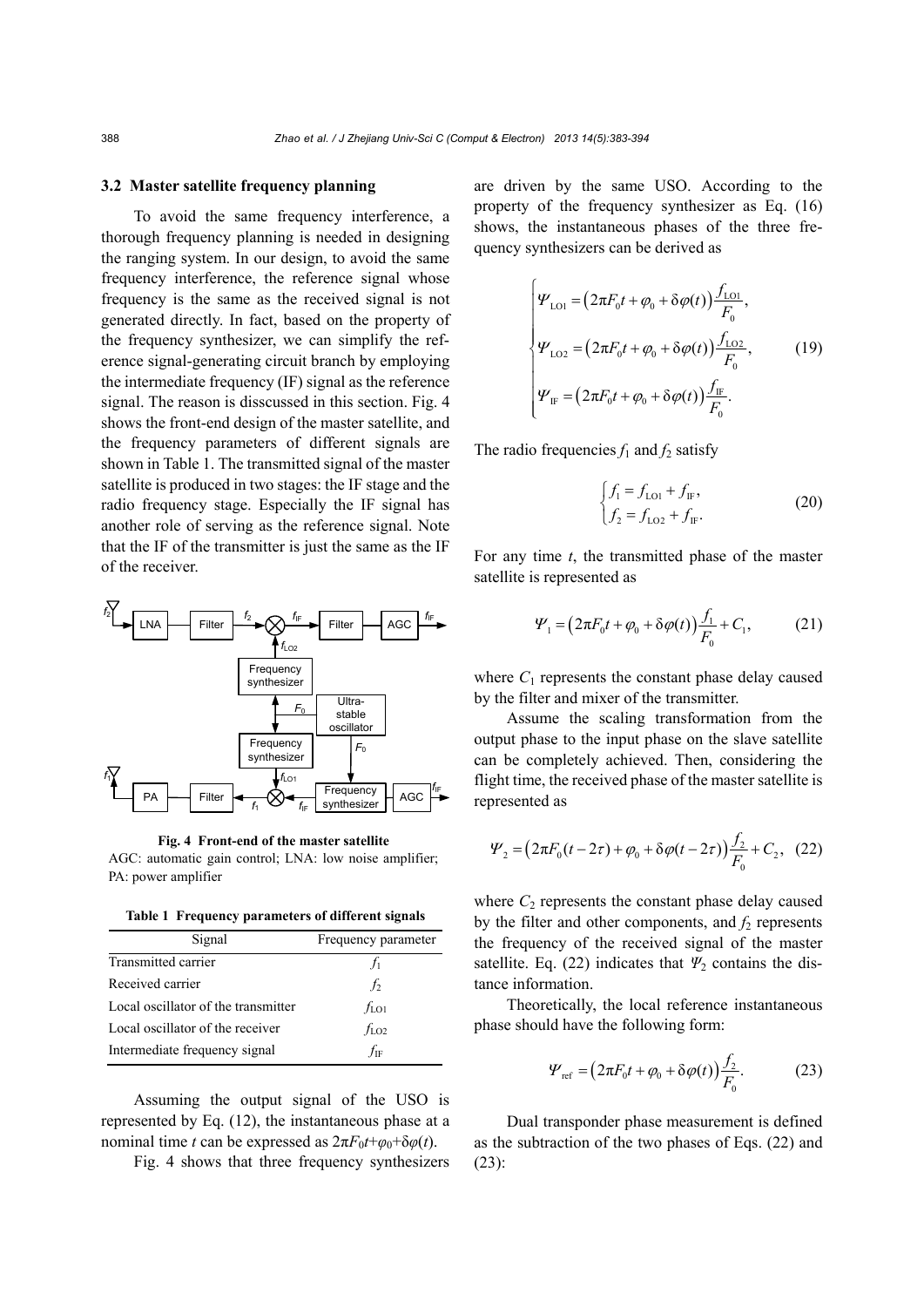### 3.2 Master satellite frequency planning

To avoid the same frequency interference, a thorough frequency planning is needed in designing the ranging system. In our design, to avoid the same frequency interference, the reference signal whose frequency is the same as the received signal is not generated directly. In fact, based on the property of the frequency synthesizer, we can simplify the reference signal-generating circuit branch by employing the intermediate frequency (IF) signal as the reference signal. The reason is disscussed in this section. Fig. 4 shows the front-end design of the master satellite, and the frequency parameters of different signals are shown in Table 1. The transmitted signal of the master satellite is produced in two stages: the IF stage and the radio frequency stage. Especially the IF signal has another role of serving as the reference signal. Note that the IF of the transmitter is just the same as the IF of the receiver.

**Fig. 4 Front-end of the master satellite**
AGC: automatic gain control; LNA: low noise amplifier; PA: power amplifier

**Table 1 Frequency parameters of different signals**

| Signal | Frequency parameter |
|---|---|
| Transmitted carrier | $f_1$ |
| Received carrier | $f_2$ |
| Local oscillator of the transmitter | $f_{\mathrm{LO1}}$ |
| Local oscillator of the receiver | $f_{\mathrm{LO2}}$ |
| Intermediate frequency signal | $f_{\mathrm{IF}}$ |

Assuming the output signal of the USO is represented by Eq. (12), the instantaneous phase at a nominal time $t$ can be expressed as $2\pi F_0 t+\varphi_0+\delta\varphi(t)$.

Fig. 4 shows that three frequency synthesizers are driven by the same USO. According to the property of the frequency synthesizer as Eq. (16) shows, the instantaneous phases of the three frequency synthesizers can be derived as

$$\begin{cases} \Psi_{\mathrm{LO1}} = \left(2\pi F_0 t + \varphi_0 + \delta\varphi(t)\right)\dfrac{f_{\mathrm{LO1}}}{F_0}, \\ \Psi_{\mathrm{LO2}} = \left(2\pi F_0 t + \varphi_0 + \delta\varphi(t)\right)\dfrac{f_{\mathrm{LO2}}}{F_0}, \\ \Psi_{\mathrm{IF}} = \left(2\pi F_0 t + \varphi_0 + \delta\varphi(t)\right)\dfrac{f_{\mathrm{IF}}}{F_0}. \end{cases} \tag{19}$$

The radio frequencies $f_1$ and $f_2$ satisfy

$$\begin{cases} f_1 = f_{\mathrm{LO1}} + f_{\mathrm{IF}}, \\ f_2 = f_{\mathrm{LO2}} + f_{\mathrm{IF}}. \end{cases} \tag{20}$$

For any time $t$, the transmitted phase of the master satellite is represented as

$$\Psi_1 = \left(2\pi F_0 t + \varphi_0 + \delta\varphi(t)\right)\frac{f_1}{F_0} + C_1, \tag{21}$$

where $C_1$ represents the constant phase delay caused by the filter and mixer of the transmitter.

Assume the scaling transformation from the output phase to the input phase on the slave satellite can be completely achieved. Then, considering the flight time, the received phase of the master satellite is represented as

$$\Psi_2 = \left(2\pi F_0 (t-2\tau) + \varphi_0 + \delta\varphi(t-2\tau)\right)\frac{f_2}{F_0} + C_2, \tag{22}$$

where $C_2$ represents the constant phase delay caused by the filter and other components, and $f_2$ represents the frequency of the received signal of the master satellite. Eq. (22) indicates that $\Psi_2$ contains the distance information.

Theoretically, the local reference instantaneous phase should have the following form:

$$\Psi_{\mathrm{ref}} = \left(2\pi F_0 t + \varphi_0 + \delta\varphi(t)\right)\frac{f_2}{F_0}. \tag{23}$$

Dual transponder phase measurement is defined as the subtraction of the two phases of Eqs. (22) and (23):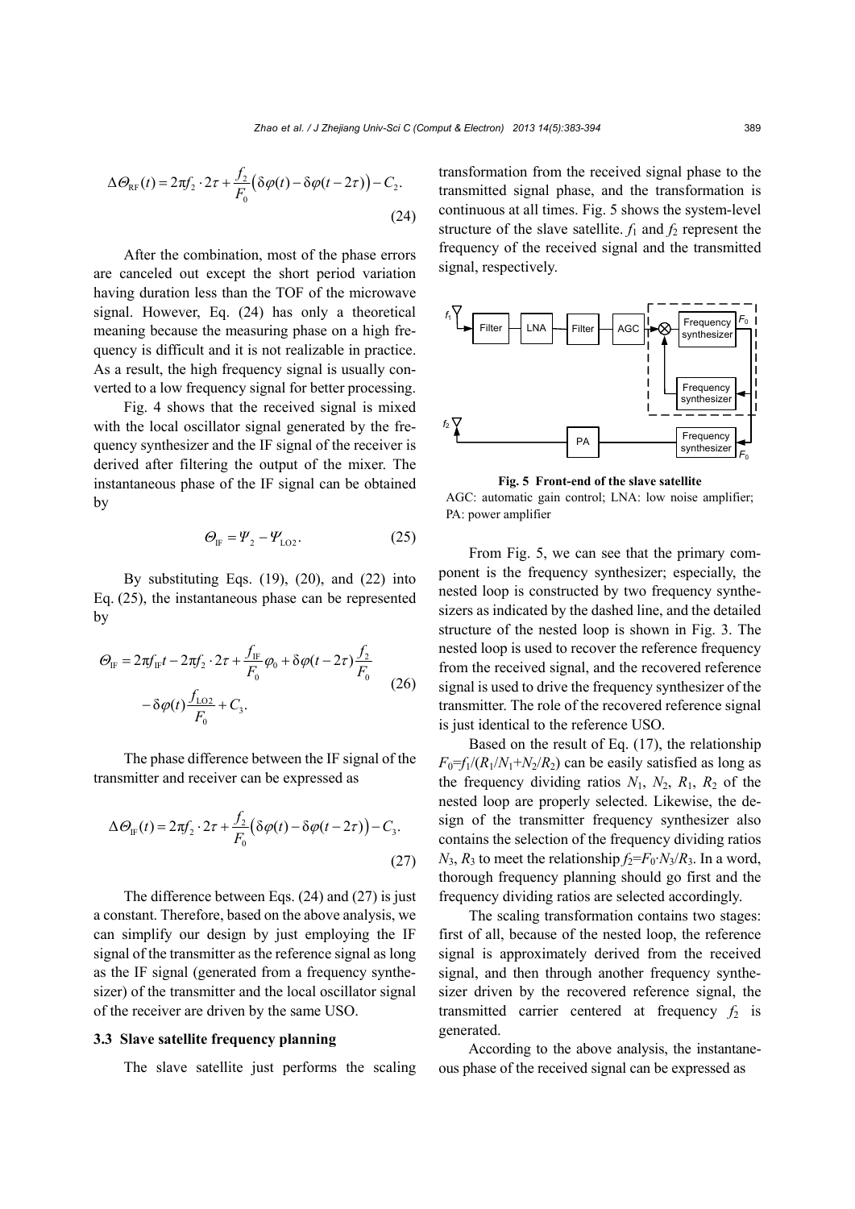$$\Delta\Theta_{\mathrm{RF}}(t)=2\pi f_2\cdot 2\tau+\frac{f_2}{F_0}\big(\delta\varphi(t)-\delta\varphi(t-2\tau)\big)-C_2. \tag{24}$$

After the combination, most of the phase errors are canceled out except the short period variation having duration less than the TOF of the microwave signal. However, Eq. (24) has only a theoretical meaning because the measuring phase on a high frequency is difficult and it is not realizable in practice. As a result, the high frequency signal is usually converted to a low frequency signal for better processing.

Fig. 4 shows that the received signal is mixed with the local oscillator signal generated by the frequency synthesizer and the IF signal of the receiver is derived after filtering the output of the mixer. The instantaneous phase of the IF signal can be obtained by

$$\Theta_{\mathrm{IF}}=\Psi_2-\Psi_{\mathrm{LO2}}. \tag{25}$$

By substituting Eqs. (19), (20), and (22) into Eq. (25), the instantaneous phase can be represented by

$$\Theta_{\mathrm{IF}}=2\pi f_{\mathrm{IF}}t-2\pi f_2\cdot 2\tau+\frac{f_{\mathrm{IF}}}{F_0}\varphi_0+\delta\varphi(t-2\tau)\frac{f_2}{F_0}-\delta\varphi(t)\frac{f_{\mathrm{LO2}}}{F_0}+C_3. \tag{26}$$

The phase difference between the IF signal of the transmitter and receiver can be expressed as

$$\Delta\Theta_{\mathrm{IF}}(t)=2\pi f_2\cdot 2\tau+\frac{f_2}{F_0}\big(\delta\varphi(t)-\delta\varphi(t-2\tau)\big)-C_3. \tag{27}$$

The difference between Eqs. (24) and (27) is just a constant. Therefore, based on the above analysis, we can simplify our design by just employing the IF signal of the transmitter as the reference signal as long as the IF signal (generated from a frequency synthesizer) of the transmitter and the local oscillator signal of the receiver are driven by the same USO.

### 3.3 Slave satellite frequency planning

The slave satellite just performs the scaling transformation from the received signal phase to the transmitted signal phase, and the transformation is continuous at all times. Fig. 5 shows the system-level structure of the slave satellite. $f_1$ and $f_2$ represent the frequency of the received signal and the transmitted signal, respectively.

**Fig. 5 Front-end of the slave satellite**

AGC: automatic gain control; LNA: low noise amplifier; PA: power amplifier

From Fig. 5, we can see that the primary component is the frequency synthesizer; especially, the nested loop is constructed by two frequency synthesizers as indicated by the dashed line, and the detailed structure of the nested loop is shown in Fig. 3. The nested loop is used to recover the reference frequency from the received signal, and the recovered reference signal is used to drive the frequency synthesizer of the transmitter. The role of the recovered reference signal is just identical to the reference USO.

Based on the result of Eq. (17), the relationship $F_0=f_1/(R_1/N_1+N_2/R_2)$ can be easily satisfied as long as the frequency dividing ratios $N_1$, $N_2$, $R_1$, $R_2$ of the nested loop are properly selected. Likewise, the design of the transmitter frequency synthesizer also contains the selection of the frequency dividing ratios $N_3$, $R_3$ to meet the relationship $f_2=F_0\cdot N_3/R_3$. In a word, thorough frequency planning should go first and the frequency dividing ratios are selected accordingly.

The scaling transformation contains two stages: first of all, because of the nested loop, the reference signal is approximately derived from the received signal, and then through another frequency synthesizer driven by the recovered reference signal, the transmitted carrier centered at frequency $f_2$ is generated.

According to the above analysis, the instantaneous phase of the received signal can be expressed as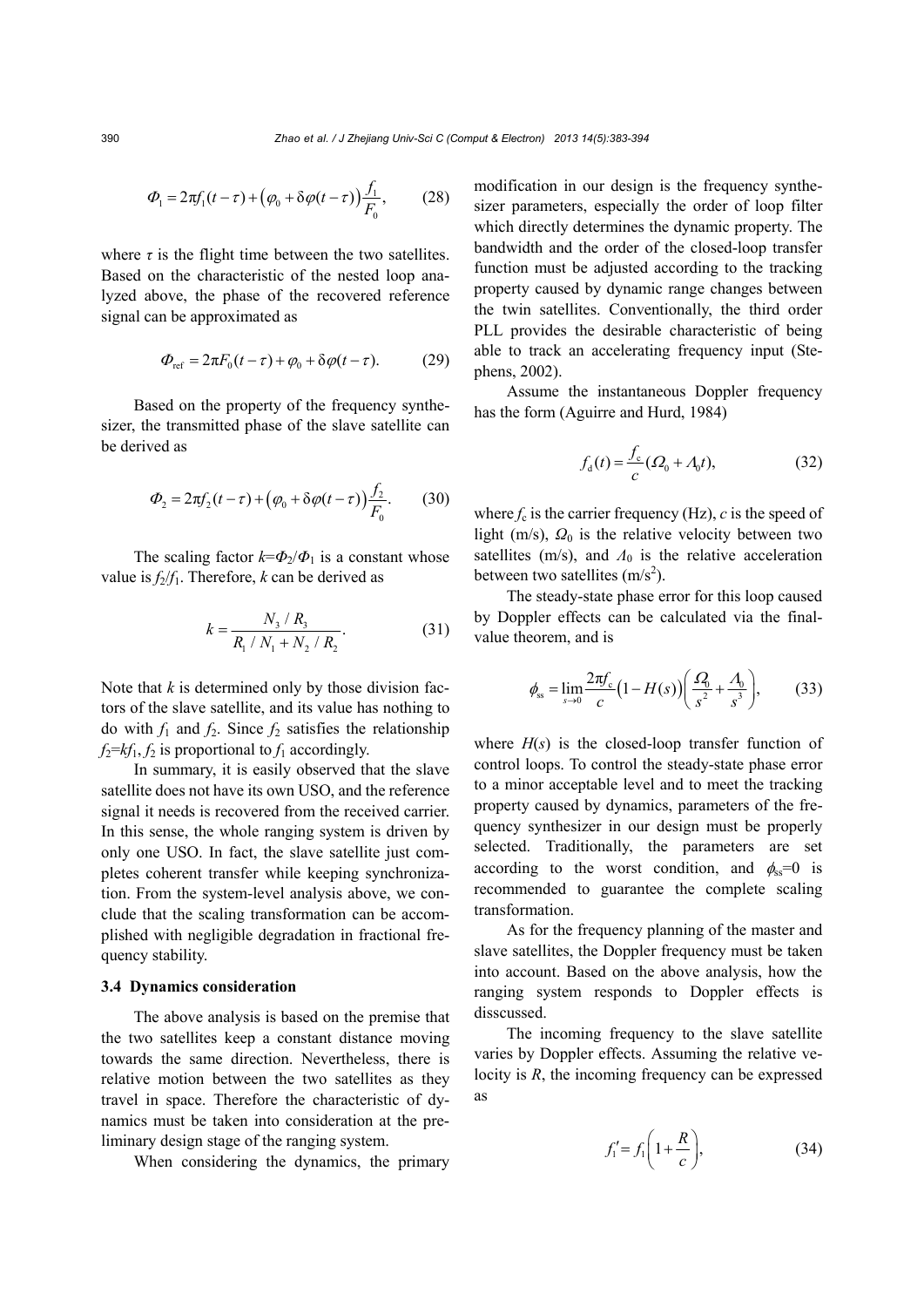$$\Phi_1 = 2\pi f_1(t-\tau) + \left(\varphi_0 + \delta\varphi(t-\tau)\right)\frac{f_1}{F_0}, \tag{28}$$

where $\tau$ is the flight time between the two satellites. Based on the characteristic of the nested loop analyzed above, the phase of the recovered reference signal can be approximated as

$$\Phi_{\text{ref}} = 2\pi F_0(t-\tau) + \varphi_0 + \delta\varphi(t-\tau). \tag{29}$$

Based on the property of the frequency synthesizer, the transmitted phase of the slave satellite can be derived as

$$\Phi_2 = 2\pi f_2(t-\tau) + \left(\varphi_0 + \delta\varphi(t-\tau)\right)\frac{f_2}{F_0}. \tag{30}$$

The scaling factor $k=\Phi_2/\Phi_1$ is a constant whose value is $f_2/f_1$. Therefore, $k$ can be derived as

$$k = \frac{N_3 / R_3}{R_1 / N_1 + N_2 / R_2}. \tag{31}$$

Note that $k$ is determined only by those division factors of the slave satellite, and its value has nothing to do with $f_1$ and $f_2$. Since $f_2$ satisfies the relationship $f_2=kf_1$, $f_2$ is proportional to $f_1$ accordingly.

In summary, it is easily observed that the slave satellite does not have its own USO, and the reference signal it needs is recovered from the received carrier. In this sense, the whole ranging system is driven by only one USO. In fact, the slave satellite just completes coherent transfer while keeping synchronization. From the system-level analysis above, we conclude that the scaling transformation can be accomplished with negligible degradation in fractional frequency stability.

### 3.4 Dynamics consideration

The above analysis is based on the premise that the two satellites keep a constant distance moving towards the same direction. Nevertheless, there is relative motion between the two satellites as they travel in space. Therefore the characteristic of dynamics must be taken into consideration at the preliminary design stage of the ranging system.

When considering the dynamics, the primary modification in our design is the frequency synthesizer parameters, especially the order of loop filter which directly determines the dynamic property. The bandwidth and the order of the closed-loop transfer function must be adjusted according to the tracking property caused by dynamic range changes between the twin satellites. Conventionally, the third order PLL provides the desirable characteristic of being able to track an accelerating frequency input (Stephens, 2002).

Assume the instantaneous Doppler frequency has the form (Aguirre and Hurd, 1984)

$$f_{\text{d}}(t) = \frac{f_{\text{c}}}{c}(\Omega_0 + \Lambda_0 t), \tag{32}$$

where $f_{\text{c}}$ is the carrier frequency (Hz), $c$ is the speed of light (m/s), $\Omega_0$ is the relative velocity between two satellites (m/s), and $\Lambda_0$ is the relative acceleration between two satellites (m/s$^2$).

The steady-state phase error for this loop caused by Doppler effects can be calculated via the final-value theorem, and is

$$\phi_{\text{ss}} = \lim_{s\to 0}\frac{2\pi f_{\text{c}}}{c}\left(1-H(s)\right)\left(\frac{\Omega_0}{s^2} + \frac{\Lambda_0}{s^3}\right), \tag{33}$$

where $H(s)$ is the closed-loop transfer function of control loops. To control the steady-state phase error to a minor acceptable level and to meet the tracking property caused by dynamics, parameters of the frequency synthesizer in our design must be properly selected. Traditionally, the parameters are set according to the worst condition, and $\phi_{\text{ss}}=0$ is recommended to guarantee the complete scaling transformation.

As for the frequency planning of the master and slave satellites, the Doppler frequency must be taken into account. Based on the above analysis, how the ranging system responds to Doppler effects is disscussed.

The incoming frequency to the slave satellite varies by Doppler effects. Assuming the relative velocity is $R$, the incoming frequency can be expressed as

$$f_1' = f_1\left(1 + \frac{R}{c}\right), \tag{34}$$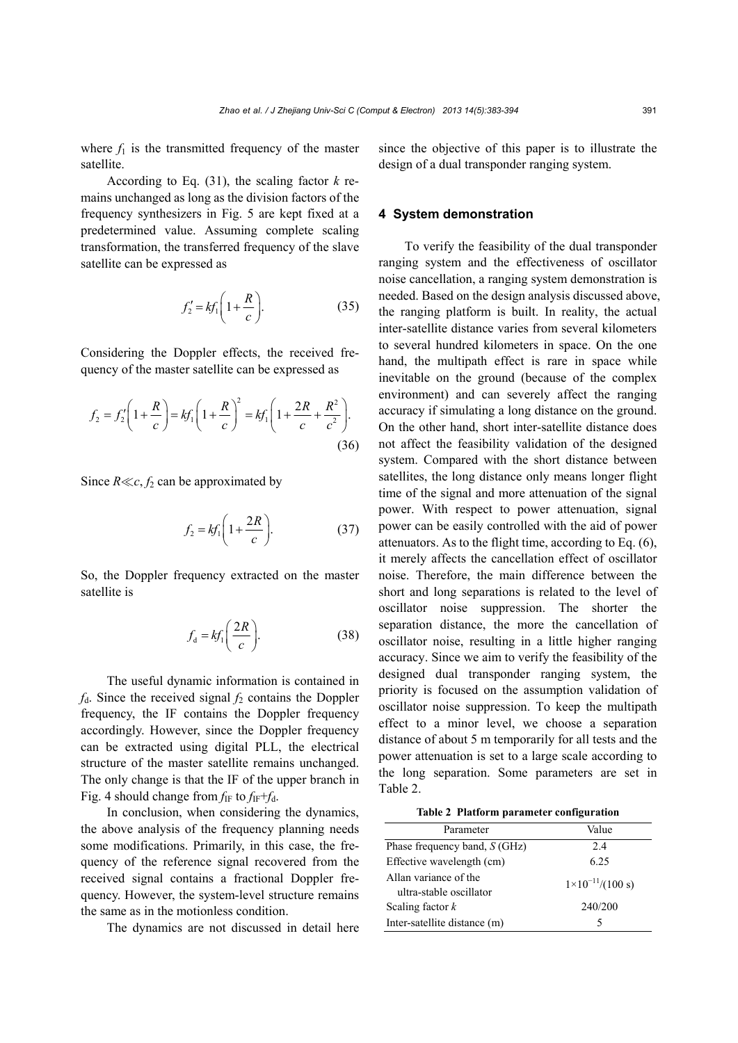where $f_1$ is the transmitted frequency of the master satellite.

According to Eq. (31), the scaling factor $k$ remains unchanged as long as the division factors of the frequency synthesizers in Fig. 5 are kept fixed at a predetermined value. Assuming complete scaling transformation, the transferred frequency of the slave satellite can be expressed as

$$f_2' = kf_1\left(1+\frac{R}{c}\right). \tag{35}$$

Considering the Doppler effects, the received frequency of the master satellite can be expressed as

$$f_2 = f_2'\left(1+\frac{R}{c}\right) = kf_1\left(1+\frac{R}{c}\right)^2 = kf_1\left(1+\frac{2R}{c}+\frac{R^2}{c^2}\right). \tag{36}$$

Since $R \ll c$, $f_2$ can be approximated by

$$f_2 = kf_1\left(1+\frac{2R}{c}\right). \tag{37}$$

So, the Doppler frequency extracted on the master satellite is

$$f_\mathrm{d} = kf_1\left(\frac{2R}{c}\right). \tag{38}$$

The useful dynamic information is contained in $f_\mathrm{d}$. Since the received signal $f_2$ contains the Doppler frequency, the IF contains the Doppler frequency accordingly. However, since the Doppler frequency can be extracted using digital PLL, the electrical structure of the master satellite remains unchanged. The only change is that the IF of the upper branch in Fig. 4 should change from $f_\mathrm{IF}$ to $f_\mathrm{IF}+f_\mathrm{d}$.

In conclusion, when considering the dynamics, the above analysis of the frequency planning needs some modifications. Primarily, in this case, the frequency of the reference signal recovered from the received signal contains a fractional Doppler frequency. However, the system-level structure remains the same as in the motionless condition.

The dynamics are not discussed in detail here since the objective of this paper is to illustrate the design of a dual transponder ranging system.

## 4 System demonstration

To verify the feasibility of the dual transponder ranging system and the effectiveness of oscillator noise cancellation, a ranging system demonstration is needed. Based on the design analysis discussed above, the ranging platform is built. In reality, the actual inter-satellite distance varies from several kilometers to several hundred kilometers in space. On the one hand, the multipath effect is rare in space while inevitable on the ground (because of the complex environment) and can severely affect the ranging accuracy if simulating a long distance on the ground. On the other hand, short inter-satellite distance does not affect the feasibility validation of the designed system. Compared with the short distance between satellites, the long distance only means longer flight time of the signal and more attenuation of the signal power. With respect to power attenuation, signal power can be easily controlled with the aid of power attenuators. As to the flight time, according to Eq. (6), it merely affects the cancellation effect of oscillator noise. Therefore, the main difference between the short and long separations is related to the level of oscillator noise suppression. The shorter the separation distance, the more the cancellation of oscillator noise, resulting in a little higher ranging accuracy. Since we aim to verify the feasibility of the designed dual transponder ranging system, the priority is focused on the assumption validation of oscillator noise suppression. To keep the multipath effect to a minor level, we choose a separation distance of about 5 m temporarily for all tests and the power attenuation is set to a large scale according to the long separation. Some parameters are set in Table 2.

**Table 2 Platform parameter configuration**

| Parameter | Value |
|---|---|
| Phase frequency band, $S$ (GHz) | 2.4 |
| Effective wavelength (cm) | 6.25 |
| Allan variance of the ultra-stable oscillator | $1\times10^{-11}$/(100 s) |
| Scaling factor $k$ | 240/200 |
| Inter-satellite distance (m) | 5 |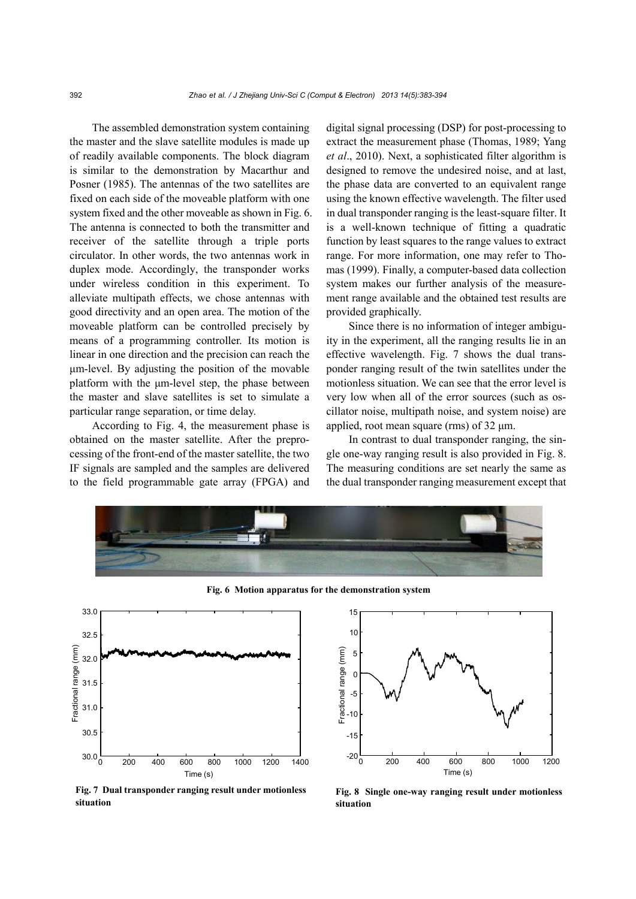The assembled demonstration system containing the master and the slave satellite modules is made up of readily available components. The block diagram is similar to the demonstration by Macarthur and Posner (1985). The antennas of the two satellites are fixed on each side of the moveable platform with one system fixed and the other moveable as shown in Fig. 6. The antenna is connected to both the transmitter and receiver of the satellite through a triple ports circulator. In other words, the two antennas work in duplex mode. Accordingly, the transponder works under wireless condition in this experiment. To alleviate multipath effects, we chose antennas with good directivity and an open area. The motion of the moveable platform can be controlled precisely by means of a programming controller. Its motion is linear in one direction and the precision can reach the μm-level. By adjusting the position of the movable platform with the μm-level step, the phase between the master and slave satellites is set to simulate a particular range separation, or time delay.

According to Fig. 4, the measurement phase is obtained on the master satellite. After the preprocessing of the front-end of the master satellite, the two IF signals are sampled and the samples are delivered to the field programmable gate array (FPGA) and digital signal processing (DSP) for post-processing to extract the measurement phase (Thomas, 1989; Yang *et al*., 2010). Next, a sophisticated filter algorithm is designed to remove the undesired noise, and at last, the phase data are converted to an equivalent range using the known effective wavelength. The filter used in dual transponder ranging is the least-square filter. It is a well-known technique of fitting a quadratic function by least squares to the range values to extract range. For more information, one may refer to Thomas (1999). Finally, a computer-based data collection system makes our further analysis of the measurement range available and the obtained test results are provided graphically.

Since there is no information of integer ambiguity in the experiment, all the ranging results lie in an effective wavelength. Fig. 7 shows the dual transponder ranging result of the twin satellites under the motionless situation. We can see that the error level is very low when all of the error sources (such as oscillator noise, multipath noise, and system noise) are applied, root mean square (rms) of 32 μm.

In contrast to dual transponder ranging, the single one-way ranging result is also provided in Fig. 8. The measuring conditions are set nearly the same as the dual transponder ranging measurement except that

**Fig. 6 Motion apparatus for the demonstration system**

**Fig. 7 Dual transponder ranging result under motionless situation**

**Fig. 8 Single one-way ranging result under motionless situation**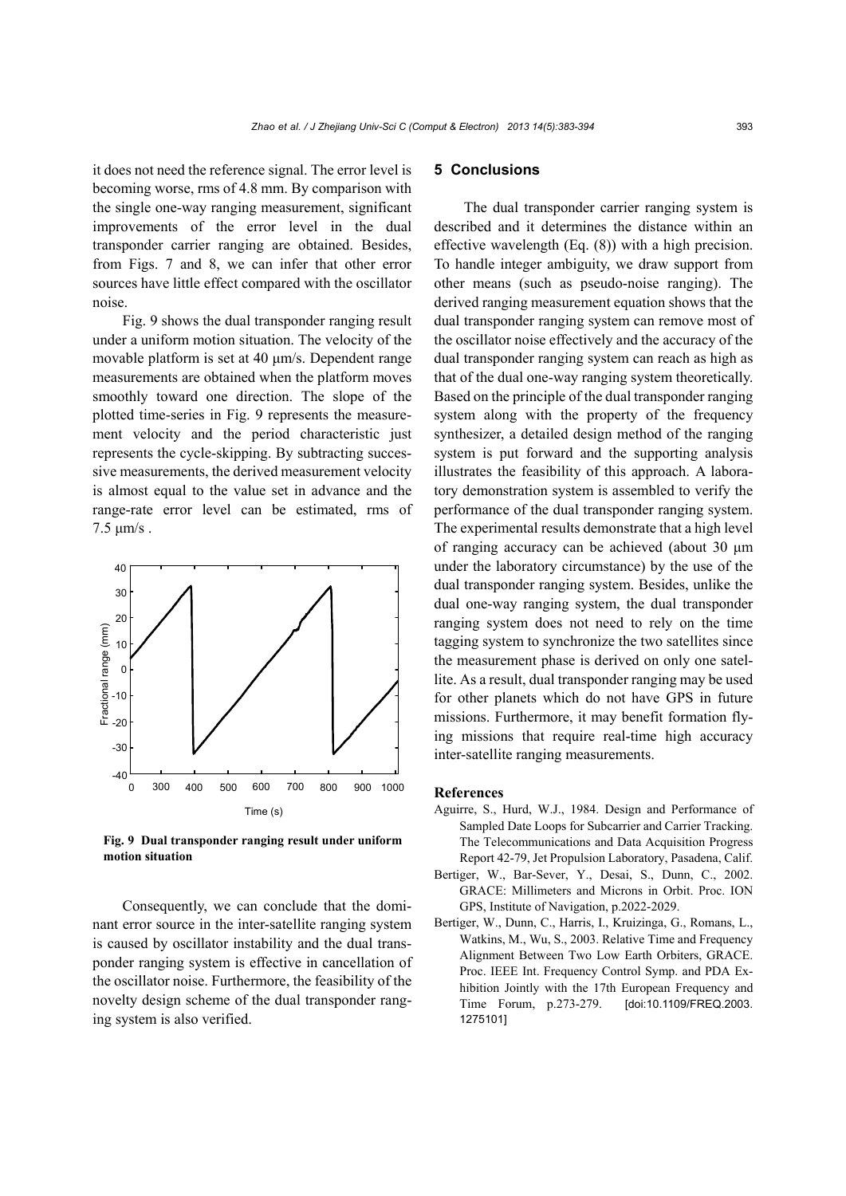it does not need the reference signal. The error level is becoming worse, rms of 4.8 mm. By comparison with the single one-way ranging measurement, significant improvements of the error level in the dual transponder carrier ranging are obtained. Besides, from Figs. 7 and 8, we can infer that other error sources have little effect compared with the oscillator noise.

Fig. 9 shows the dual transponder ranging result under a uniform motion situation. The velocity of the movable platform is set at 40 μm/s. Dependent range measurements are obtained when the platform moves smoothly toward one direction. The slope of the plotted time-series in Fig. 9 represents the measurement velocity and the period characteristic just represents the cycle-skipping. By subtracting successive measurements, the derived measurement velocity is almost equal to the value set in advance and the range-rate error level can be estimated, rms of 7.5 μm/s .

Fractional range (mm)
40
30
20
10
0
-10
-20
-30
-40
0 300 400 500 600 700 800 900 1000
Time (s)

**Fig. 9 Dual transponder ranging result under uniform motion situation**

Consequently, we can conclude that the dominant error source in the inter-satellite ranging system is caused by oscillator instability and the dual transponder ranging system is effective in cancellation of the oscillator noise. Furthermore, the feasibility of the novelty design scheme of the dual transponder ranging system is also verified.

## 5 Conclusions

The dual transponder carrier ranging system is described and it determines the distance within an effective wavelength (Eq. (8)) with a high precision. To handle integer ambiguity, we draw support from other means (such as pseudo-noise ranging). The derived ranging measurement equation shows that the dual transponder ranging system can remove most of the oscillator noise effectively and the accuracy of the dual transponder ranging system can reach as high as that of the dual one-way ranging system theoretically. Based on the principle of the dual transponder ranging system along with the property of the frequency synthesizer, a detailed design method of the ranging system is put forward and the supporting analysis illustrates the feasibility of this approach. A laboratory demonstration system is assembled to verify the performance of the dual transponder ranging system. The experimental results demonstrate that a high level of ranging accuracy can be achieved (about 30 μm under the laboratory circumstance) by the use of the dual transponder ranging system. Besides, unlike the dual one-way ranging system, the dual transponder ranging system does not need to rely on the time tagging system to synchronize the two satellites since the measurement phase is derived on only one satellite. As a result, dual transponder ranging may be used for other planets which do not have GPS in future missions. Furthermore, it may benefit formation flying missions that require real-time high accuracy inter-satellite ranging measurements.

### References

Aguirre, S., Hurd, W.J., 1984. Design and Performance of Sampled Date Loops for Subcarrier and Carrier Tracking. The Telecommunications and Data Acquisition Progress Report 42-79, Jet Propulsion Laboratory, Pasadena, Calif.

Bertiger, W., Bar-Sever, Y., Desai, S., Dunn, C., 2002. GRACE: Millimeters and Microns in Orbit. Proc. ION GPS, Institute of Navigation, p.2022-2029.

Bertiger, W., Dunn, C., Harris, I., Kruizinga, G., Romans, L., Watkins, M., Wu, S., 2003. Relative Time and Frequency Alignment Between Two Low Earth Orbiters, GRACE. Proc. IEEE Int. Frequency Control Symp. and PDA Exhibition Jointly with the 17th European Frequency and Time Forum, p.273-279. [doi:10.1109/FREQ.2003.1275101]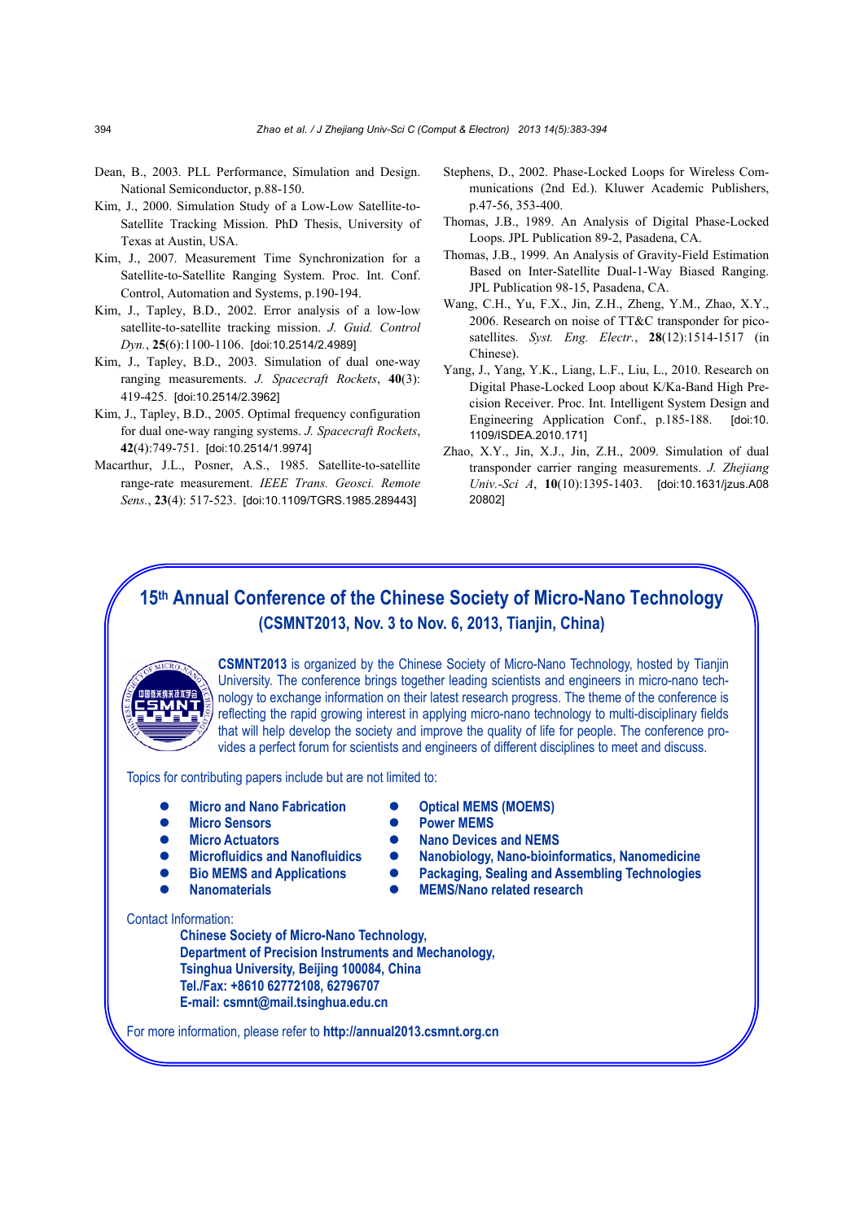Dean, B., 2003. PLL Performance, Simulation and Design. National Semiconductor, p.88-150.

Kim, J., 2000. Simulation Study of a Low-Low Satellite-to-Satellite Tracking Mission. PhD Thesis, University of Texas at Austin, USA.

Kim, J., 2007. Measurement Time Synchronization for a Satellite-to-Satellite Ranging System. Proc. Int. Conf. Control, Automation and Systems, p.190-194.

Kim, J., Tapley, B.D., 2002. Error analysis of a low-low satellite-to-satellite tracking mission. *J. Guid. Control Dyn.*, **25**(6):1100-1106. [doi:10.2514/2.4989]

Kim, J., Tapley, B.D., 2003. Simulation of dual one-way ranging measurements. *J. Spacecraft Rockets*, **40**(3): 419-425. [doi:10.2514/2.3962]

Kim, J., Tapley, B.D., 2005. Optimal frequency configuration for dual one-way ranging systems. *J. Spacecraft Rockets*, **42**(4):749-751. [doi:10.2514/1.9974]

Macarthur, J.L., Posner, A.S., 1985. Satellite-to-satellite range-rate measurement. *IEEE Trans. Geosci. Remote Sens.*, **23**(4): 517-523. [doi:10.1109/TGRS.1985.289443]

Stephens, D., 2002. Phase-Locked Loops for Wireless Communications (2nd Ed.). Kluwer Academic Publishers, p.47-56, 353-400.

Thomas, J.B., 1989. An Analysis of Digital Phase-Locked Loops. JPL Publication 89-2, Pasadena, CA.

Thomas, J.B., 1999. An Analysis of Gravity-Field Estimation Based on Inter-Satellite Dual-1-Way Biased Ranging. JPL Publication 98-15, Pasadena, CA.

Wang, C.H., Yu, F.X., Jin, Z.H., Zheng, Y.M., Zhao, X.Y., 2006. Research on noise of TT&C transponder for pico-satellites. *Syst. Eng. Electr.*, **28**(12):1514-1517 (in Chinese).

Yang, J., Yang, Y.K., Liang, L.F., Liu, L., 2010. Research on Digital Phase-Locked Loop about K/Ka-Band High Precision Receiver. Proc. Int. Intelligent System Design and Engineering Application Conf., p.185-188. [doi:10.1109/ISDEA.2010.171]

Zhao, X.Y., Jin, X.J., Jin, Z.H., 2009. Simulation of dual transponder carrier ranging measurements. *J. Zhejiang Univ.-Sci A*, **10**(10):1395-1403. [doi:10.1631/jzus.A0820802]

## 15th Annual Conference of the Chinese Society of Micro-Nano Technology

### (CSMNT2013, Nov. 3 to Nov. 6, 2013, Tianjin, China)

**CSMNT2013** is organized by the Chinese Society of Micro-Nano Technology, hosted by Tianjin University. The conference brings together leading scientists and engineers in micro-nano technology to exchange information on their latest research progress. The theme of the conference is reflecting the rapid growing interest in applying micro-nano technology to multi-disciplinary fields that will help develop the society and improve the quality of life for people. The conference provides a perfect forum for scientists and engineers of different disciplines to meet and discuss.

Topics for contributing papers include but are not limited to:

- **Micro and Nano Fabrication**
- **Micro Sensors**
- **Micro Actuators**
- **Microfluidics and Nanofluidics**
- **Bio MEMS and Applications**
- **Nanomaterials**
- **Optical MEMS (MOEMS)**
- **Power MEMS**
- **Nano Devices and NEMS**
- **Nanobiology, Nano-bioinformatics, Nanomedicine**
- **Packaging, Sealing and Assembling Technologies**
- **MEMS/Nano related research**

Contact Information:

**Chinese Society of Micro-Nano Technology,**
**Department of Precision Instruments and Mechanology,**
**Tsinghua University, Beijing 100084, China**
**Tel./Fax: +8610 62772108, 62796707**
**E-mail: csmnt@mail.tsinghua.edu.cn**

For more information, please refer to **http://annual2013.csmnt.org.cn**